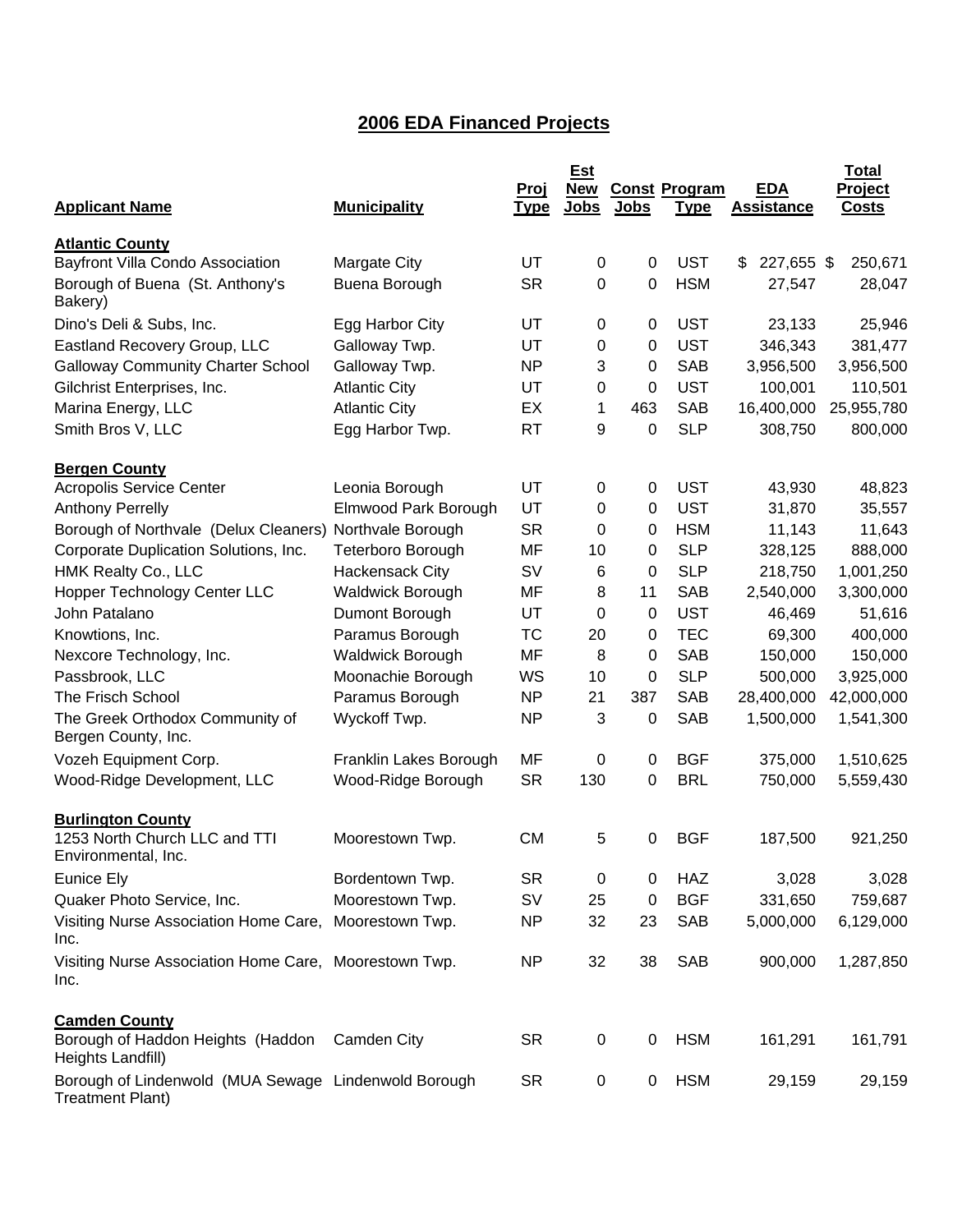# 2006 EDA Financed Projects

| Applicant Name | Municipality | Proj Type | Est New Jobs | Const Jobs | Program Type | EDA Assistance | Total Project Costs |
|---|---|---|---|---|---|---|---|
| **Atlantic County** | | | | | | | |
| Bayfront Villa Condo Association | Margate City | UT | 0 | 0 | UST | $ 227,655 | $ 250,671 |
| Borough of Buena (St. Anthony's Bakery) | Buena Borough | SR | 0 | 0 | HSM | 27,547 | 28,047 |
| Dino's Deli & Subs, Inc. | Egg Harbor City | UT | 0 | 0 | UST | 23,133 | 25,946 |
| Eastland Recovery Group, LLC | Galloway Twp. | UT | 0 | 0 | UST | 346,343 | 381,477 |
| Galloway Community Charter School | Galloway Twp. | NP | 3 | 0 | SAB | 3,956,500 | 3,956,500 |
| Gilchrist Enterprises, Inc. | Atlantic City | UT | 0 | 0 | UST | 100,001 | 110,501 |
| Marina Energy, LLC | Atlantic City | EX | 1 | 463 | SAB | 16,400,000 | 25,955,780 |
| Smith Bros V, LLC | Egg Harbor Twp. | RT | 9 | 0 | SLP | 308,750 | 800,000 |
| **Bergen County** | | | | | | | |
| Acropolis Service Center | Leonia Borough | UT | 0 | 0 | UST | 43,930 | 48,823 |
| Anthony Perrelly | Elmwood Park Borough | UT | 0 | 0 | UST | 31,870 | 35,557 |
| Borough of Northvale (Delux Cleaners) | Northvale Borough | SR | 0 | 0 | HSM | 11,143 | 11,643 |
| Corporate Duplication Solutions, Inc. | Teterboro Borough | MF | 10 | 0 | SLP | 328,125 | 888,000 |
| HMK Realty Co., LLC | Hackensack City | SV | 6 | 0 | SLP | 218,750 | 1,001,250 |
| Hopper Technology Center LLC | Waldwick Borough | MF | 8 | 11 | SAB | 2,540,000 | 3,300,000 |
| John Patalano | Dumont Borough | UT | 0 | 0 | UST | 46,469 | 51,616 |
| Knowtions, Inc. | Paramus Borough | TC | 20 | 0 | TEC | 69,300 | 400,000 |
| Nexcore Technology, Inc. | Waldwick Borough | MF | 8 | 0 | SAB | 150,000 | 150,000 |
| Passbrook, LLC | Moonachie Borough | WS | 10 | 0 | SLP | 500,000 | 3,925,000 |
| The Frisch School | Paramus Borough | NP | 21 | 387 | SAB | 28,400,000 | 42,000,000 |
| The Greek Orthodox Community of Bergen County, Inc. | Wyckoff Twp. | NP | 3 | 0 | SAB | 1,500,000 | 1,541,300 |
| Vozeh Equipment Corp. | Franklin Lakes Borough | MF | 0 | 0 | BGF | 375,000 | 1,510,625 |
| Wood-Ridge Development, LLC | Wood-Ridge Borough | SR | 130 | 0 | BRL | 750,000 | 5,559,430 |
| **Burlington County** | | | | | | | |
| 1253 North Church LLC and TTI Environmental, Inc. | Moorestown Twp. | CM | 5 | 0 | BGF | 187,500 | 921,250 |
| Eunice Ely | Bordentown Twp. | SR | 0 | 0 | HAZ | 3,028 | 3,028 |
| Quaker Photo Service, Inc. | Moorestown Twp. | SV | 25 | 0 | BGF | 331,650 | 759,687 |
| Visiting Nurse Association Home Care, Inc. | Moorestown Twp. | NP | 32 | 23 | SAB | 5,000,000 | 6,129,000 |
| Visiting Nurse Association Home Care, Inc. | Moorestown Twp. | NP | 32 | 38 | SAB | 900,000 | 1,287,850 |
| **Camden County** | | | | | | | |
| Borough of Haddon Heights (Haddon Heights Landfill) | Camden City | SR | 0 | 0 | HSM | 161,291 | 161,791 |
| Borough of Lindenwold (MUA Sewage Treatment Plant) | Lindenwold Borough | SR | 0 | 0 | HSM | 29,159 | 29,159 |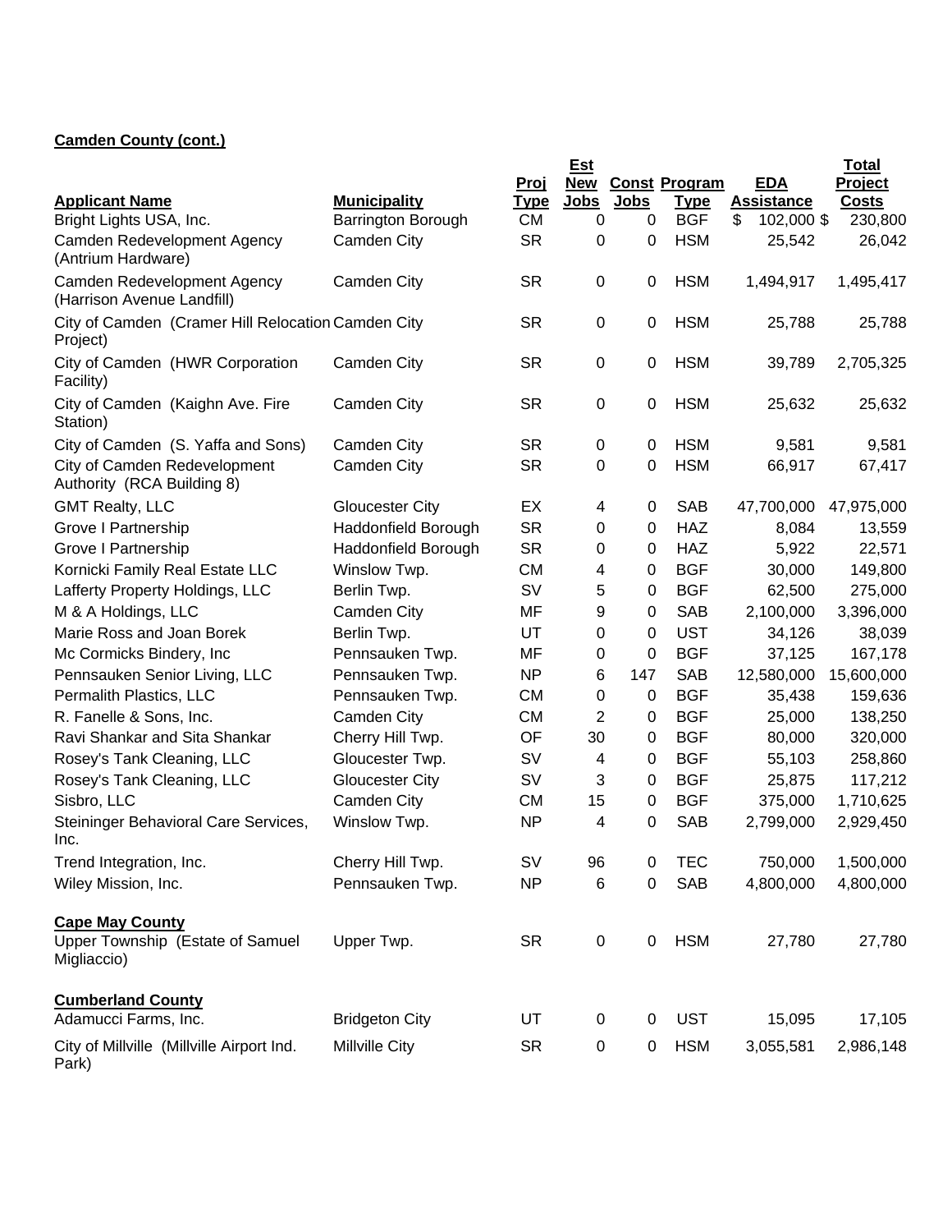**Camden County (cont.)**

| Applicant Name | Municipality | Proj Type | Est New Jobs | Const Jobs | Program Type | EDA Assistance | Total Project Costs |
|---|---|---|---|---|---|---|---|
| Bright Lights USA, Inc. | Barrington Borough | CM | 0 | 0 | BGF | $ 102,000 | $ 230,800 |
| Camden Redevelopment Agency (Antrium Hardware) | Camden City | SR | 0 | 0 | HSM | 25,542 | 26,042 |
| Camden Redevelopment Agency (Harrison Avenue Landfill) | Camden City | SR | 0 | 0 | HSM | 1,494,917 | 1,495,417 |
| City of Camden (Cramer Hill Relocation Project) | Camden City | SR | 0 | 0 | HSM | 25,788 | 25,788 |
| City of Camden (HWR Corporation Facility) | Camden City | SR | 0 | 0 | HSM | 39,789 | 2,705,325 |
| City of Camden (Kaighn Ave. Fire Station) | Camden City | SR | 0 | 0 | HSM | 25,632 | 25,632 |
| City of Camden (S. Yaffa and Sons) | Camden City | SR | 0 | 0 | HSM | 9,581 | 9,581 |
| City of Camden Redevelopment Authority (RCA Building 8) | Camden City | SR | 0 | 0 | HSM | 66,917 | 67,417 |
| GMT Realty, LLC | Gloucester City | EX | 4 | 0 | SAB | 47,700,000 | 47,975,000 |
| Grove I Partnership | Haddonfield Borough | SR | 0 | 0 | HAZ | 8,084 | 13,559 |
| Grove I Partnership | Haddonfield Borough | SR | 0 | 0 | HAZ | 5,922 | 22,571 |
| Kornicki Family Real Estate LLC | Winslow Twp. | CM | 4 | 0 | BGF | 30,000 | 149,800 |
| Lafferty Property Holdings, LLC | Berlin Twp. | SV | 5 | 0 | BGF | 62,500 | 275,000 |
| M & A Holdings, LLC | Camden City | MF | 9 | 0 | SAB | 2,100,000 | 3,396,000 |
| Marie Ross and Joan Borek | Berlin Twp. | UT | 0 | 0 | UST | 34,126 | 38,039 |
| Mc Cormicks Bindery, Inc | Pennsauken Twp. | MF | 0 | 0 | BGF | 37,125 | 167,178 |
| Pennsauken Senior Living, LLC | Pennsauken Twp. | NP | 6 | 147 | SAB | 12,580,000 | 15,600,000 |
| Permalith Plastics, LLC | Pennsauken Twp. | CM | 0 | 0 | BGF | 35,438 | 159,636 |
| R. Fanelle & Sons, Inc. | Camden City | CM | 2 | 0 | BGF | 25,000 | 138,250 |
| Ravi Shankar and Sita Shankar | Cherry Hill Twp. | OF | 30 | 0 | BGF | 80,000 | 320,000 |
| Rosey's Tank Cleaning, LLC | Gloucester Twp. | SV | 4 | 0 | BGF | 55,103 | 258,860 |
| Rosey's Tank Cleaning, LLC | Gloucester City | SV | 3 | 0 | BGF | 25,875 | 117,212 |
| Sisbro, LLC | Camden City | CM | 15 | 0 | BGF | 375,000 | 1,710,625 |
| Steininger Behavioral Care Services, Inc. | Winslow Twp. | NP | 4 | 0 | SAB | 2,799,000 | 2,929,450 |
| Trend Integration, Inc. | Cherry Hill Twp. | SV | 96 | 0 | TEC | 750,000 | 1,500,000 |
| Wiley Mission, Inc. | Pennsauken Twp. | NP | 6 | 0 | SAB | 4,800,000 | 4,800,000 |
| **Cape May County** | | | | | | | |
| Upper Township (Estate of Samuel Migliaccio) | Upper Twp. | SR | 0 | 0 | HSM | 27,780 | 27,780 |
| **Cumberland County** | | | | | | | |
| Adamucci Farms, Inc. | Bridgeton City | UT | 0 | 0 | UST | 15,095 | 17,105 |
| City of Millville (Millville Airport Ind. Park) | Millville City | SR | 0 | 0 | HSM | 3,055,581 | 2,986,148 |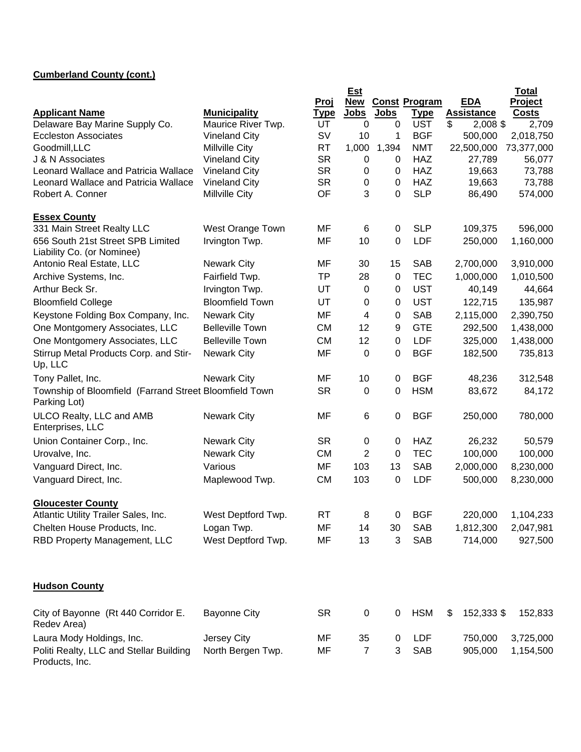**Cumberland County (cont.)**

| Applicant Name | Municipality | Proj Type | Est New Jobs | Const Jobs | Program Type | EDA Assistance | Total Project Costs |
|---|---|---|---|---|---|---|---|
| Delaware Bay Marine Supply Co. | Maurice River Twp. | UT | 0 | 0 | UST | $ 2,008 | $ 2,709 |
| Eccleston Associates | Vineland City | SV | 10 | 1 | BGF | 500,000 | 2,018,750 |
| Goodmill,LLC | Millville City | RT | 1,000 | 1,394 | NMT | 22,500,000 | 73,377,000 |
| J & N Associates | Vineland City | SR | 0 | 0 | HAZ | 27,789 | 56,077 |
| Leonard Wallace and Patricia Wallace | Vineland City | SR | 0 | 0 | HAZ | 19,663 | 73,788 |
| Leonard Wallace and Patricia Wallace | Vineland City | SR | 0 | 0 | HAZ | 19,663 | 73,788 |
| Robert A. Conner | Millville City | OF | 3 | 0 | SLP | 86,490 | 574,000 |
| **Essex County** | | | | | | | |
| 331 Main Street Realty LLC | West Orange Town | MF | 6 | 0 | SLP | 109,375 | 596,000 |
| 656 South 21st Street SPB Limited Liability Co. (or Nominee) | Irvington Twp. | MF | 10 | 0 | LDF | 250,000 | 1,160,000 |
| Antonio Real Estate, LLC | Newark City | MF | 30 | 15 | SAB | 2,700,000 | 3,910,000 |
| Archive Systems, Inc. | Fairfield Twp. | TP | 28 | 0 | TEC | 1,000,000 | 1,010,500 |
| Arthur Beck Sr. | Irvington Twp. | UT | 0 | 0 | UST | 40,149 | 44,664 |
| Bloomfield College | Bloomfield Town | UT | 0 | 0 | UST | 122,715 | 135,987 |
| Keystone Folding Box Company, Inc. | Newark City | MF | 4 | 0 | SAB | 2,115,000 | 2,390,750 |
| One Montgomery Associates, LLC | Belleville Town | CM | 12 | 9 | GTE | 292,500 | 1,438,000 |
| One Montgomery Associates, LLC | Belleville Town | CM | 12 | 0 | LDF | 325,000 | 1,438,000 |
| Stirrup Metal Products Corp. and Stir-Up, LLC | Newark City | MF | 0 | 0 | BGF | 182,500 | 735,813 |
| Tony Pallet, Inc. | Newark City | MF | 10 | 0 | BGF | 48,236 | 312,548 |
| Township of Bloomfield (Farrand Street Parking Lot) | Bloomfield Town | SR | 0 | 0 | HSM | 83,672 | 84,172 |
| ULCO Realty, LLC and AMB Enterprises, LLC | Newark City | MF | 6 | 0 | BGF | 250,000 | 780,000 |
| Union Container Corp., Inc. | Newark City | SR | 0 | 0 | HAZ | 26,232 | 50,579 |
| Urovalve, Inc. | Newark City | CM | 2 | 0 | TEC | 100,000 | 100,000 |
| Vanguard Direct, Inc. | Various | MF | 103 | 13 | SAB | 2,000,000 | 8,230,000 |
| Vanguard Direct, Inc. | Maplewood Twp. | CM | 103 | 0 | LDF | 500,000 | 8,230,000 |
| **Gloucester County** | | | | | | | |
| Atlantic Utility Trailer Sales, Inc. | West Deptford Twp. | RT | 8 | 0 | BGF | 220,000 | 1,104,233 |
| Chelten House Products, Inc. | Logan Twp. | MF | 14 | 30 | SAB | 1,812,300 | 2,047,981 |
| RBD Property Management, LLC | West Deptford Twp. | MF | 13 | 3 | SAB | 714,000 | 927,500 |
| **Hudson County** | | | | | | | |
| City of Bayonne (Rt 440 Corridor E. Redev Area) | Bayonne City | SR | 0 | 0 | HSM | $ 152,333 | $ 152,833 |
| Laura Mody Holdings, Inc. | Jersey City | MF | 35 | 0 | LDF | 750,000 | 3,725,000 |
| Politi Realty, LLC and Stellar Building Products, Inc. | North Bergen Twp. | MF | 7 | 3 | SAB | 905,000 | 1,154,500 |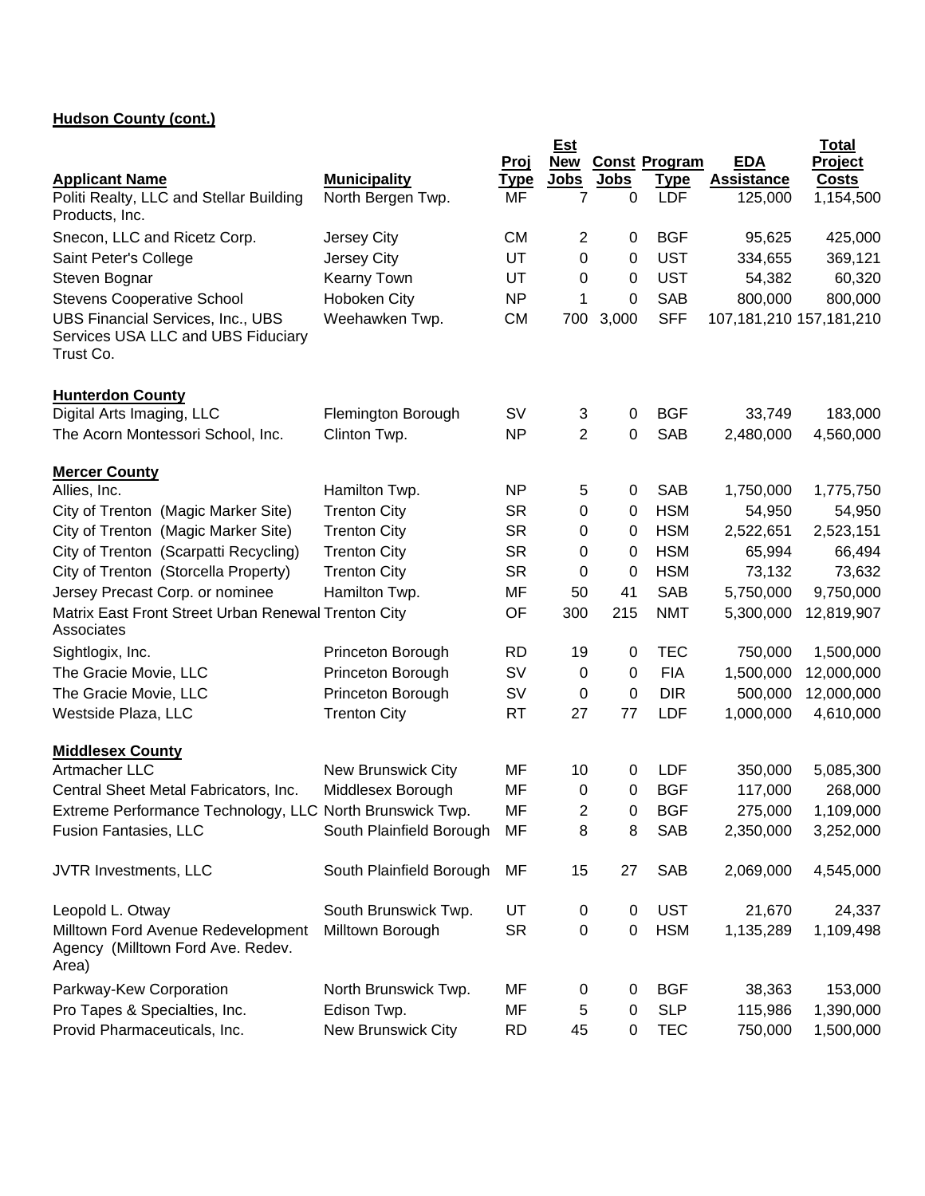**Hudson County (cont.)**

| Applicant Name | Municipality | Proj Type | Est New Jobs | Const Jobs | Program Type | EDA Assistance | Total Project Costs |
|---|---|---|---|---|---|---|---|
| Politi Realty, LLC and Stellar Building Products, Inc. | North Bergen Twp. | MF | 7 | 0 | LDF | 125,000 | 1,154,500 |
| Snecon, LLC and Ricetz Corp. | Jersey City | CM | 2 | 0 | BGF | 95,625 | 425,000 |
| Saint Peter's College | Jersey City | UT | 0 | 0 | UST | 334,655 | 369,121 |
| Steven Bognar | Kearny Town | UT | 0 | 0 | UST | 54,382 | 60,320 |
| Stevens Cooperative School | Hoboken City | NP | 1 | 0 | SAB | 800,000 | 800,000 |
| UBS Financial Services, Inc., UBS Services USA LLC and UBS Fiduciary Trust Co. | Weehawken Twp. | CM | 700 | 3,000 | SFF | 107,181,210 | 157,181,210 |

**Hunterdon County**

| Applicant Name | Municipality | Proj Type | Est New Jobs | Const Jobs | Program Type | EDA Assistance | Total Project Costs |
|---|---|---|---|---|---|---|---|
| Digital Arts Imaging, LLC | Flemington Borough | SV | 3 | 0 | BGF | 33,749 | 183,000 |
| The Acorn Montessori School, Inc. | Clinton Twp. | NP | 2 | 0 | SAB | 2,480,000 | 4,560,000 |

**Mercer County**

| Applicant Name | Municipality | Proj Type | Est New Jobs | Const Jobs | Program Type | EDA Assistance | Total Project Costs |
|---|---|---|---|---|---|---|---|
| Allies, Inc. | Hamilton Twp. | NP | 5 | 0 | SAB | 1,750,000 | 1,775,750 |
| City of Trenton (Magic Marker Site) | Trenton City | SR | 0 | 0 | HSM | 54,950 | 54,950 |
| City of Trenton (Magic Marker Site) | Trenton City | SR | 0 | 0 | HSM | 2,522,651 | 2,523,151 |
| City of Trenton (Scarpatti Recycling) | Trenton City | SR | 0 | 0 | HSM | 65,994 | 66,494 |
| City of Trenton (Storcella Property) | Trenton City | SR | 0 | 0 | HSM | 73,132 | 73,632 |
| Jersey Precast Corp. or nominee | Hamilton Twp. | MF | 50 | 41 | SAB | 5,750,000 | 9,750,000 |
| Matrix East Front Street Urban Renewal Associates | Trenton City | OF | 300 | 215 | NMT | 5,300,000 | 12,819,907 |
| Sightlogix, Inc. | Princeton Borough | RD | 19 | 0 | TEC | 750,000 | 1,500,000 |
| The Gracie Movie, LLC | Princeton Borough | SV | 0 | 0 | FIA | 1,500,000 | 12,000,000 |
| The Gracie Movie, LLC | Princeton Borough | SV | 0 | 0 | DIR | 500,000 | 12,000,000 |
| Westside Plaza, LLC | Trenton City | RT | 27 | 77 | LDF | 1,000,000 | 4,610,000 |

**Middlesex County**

| Applicant Name | Municipality | Proj Type | Est New Jobs | Const Jobs | Program Type | EDA Assistance | Total Project Costs |
|---|---|---|---|---|---|---|---|
| Artmacher LLC | New Brunswick City | MF | 10 | 0 | LDF | 350,000 | 5,085,300 |
| Central Sheet Metal Fabricators, Inc. | Middlesex Borough | MF | 0 | 0 | BGF | 117,000 | 268,000 |
| Extreme Performance Technology, LLC | North Brunswick Twp. | MF | 2 | 0 | BGF | 275,000 | 1,109,000 |
| Fusion Fantasies, LLC | South Plainfield Borough | MF | 8 | 8 | SAB | 2,350,000 | 3,252,000 |
| JVTR Investments, LLC | South Plainfield Borough | MF | 15 | 27 | SAB | 2,069,000 | 4,545,000 |
| Leopold L. Otway | South Brunswick Twp. | UT | 0 | 0 | UST | 21,670 | 24,337 |
| Milltown Ford Avenue Redevelopment Agency (Milltown Ford Ave. Redev. Area) | Milltown Borough | SR | 0 | 0 | HSM | 1,135,289 | 1,109,498 |
| Parkway-Kew Corporation | North Brunswick Twp. | MF | 0 | 0 | BGF | 38,363 | 153,000 |
| Pro Tapes & Specialties, Inc. | Edison Twp. | MF | 5 | 0 | SLP | 115,986 | 1,390,000 |
| Provid Pharmaceuticals, Inc. | New Brunswick City | RD | 45 | 0 | TEC | 750,000 | 1,500,000 |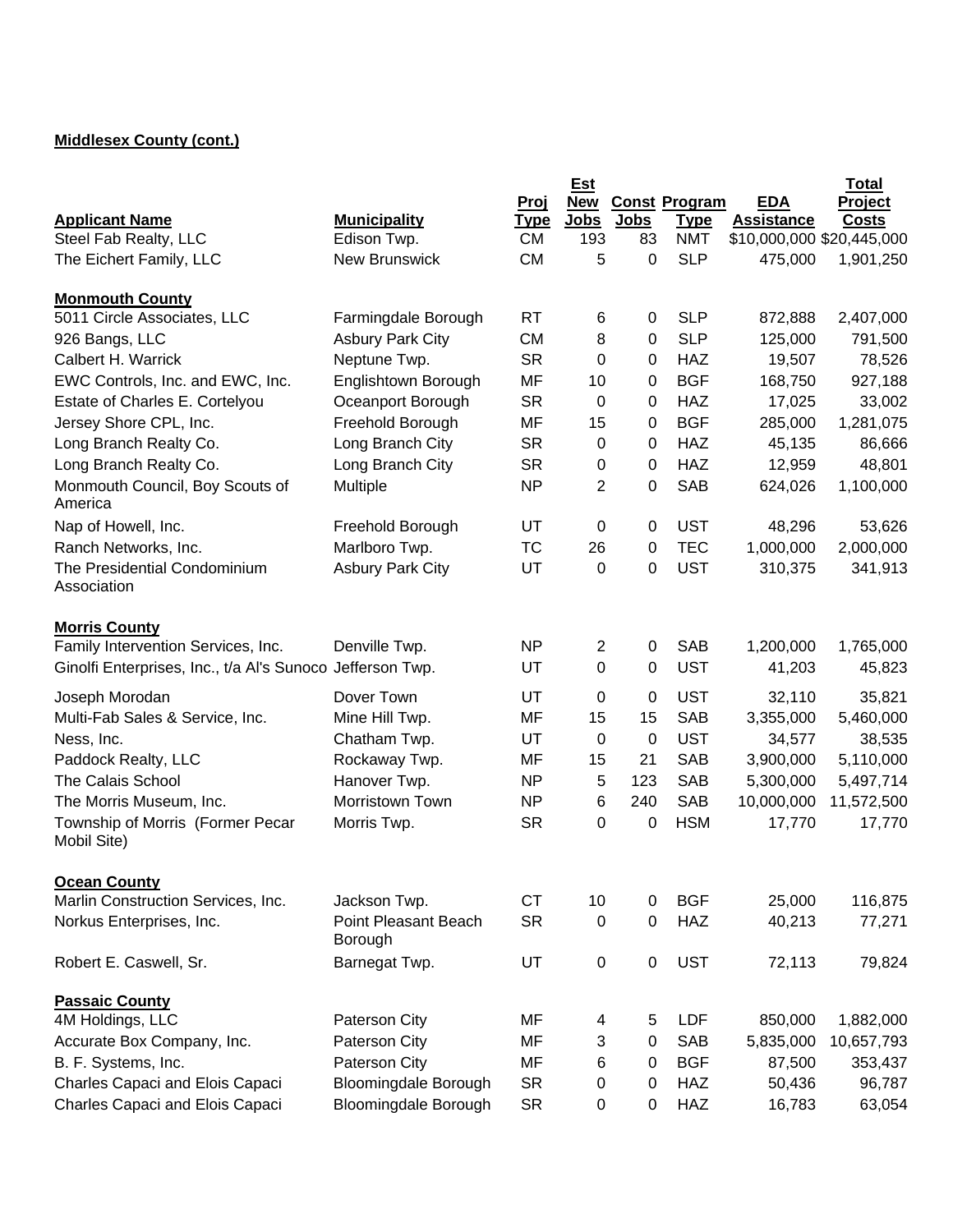**Middlesex County (cont.)**

| Applicant Name | Municipality | Proj Type | Est New Jobs | Const Jobs | Program Type | EDA Assistance | Total Project Costs |
|---|---|---|---|---|---|---|---|
| Steel Fab Realty, LLC | Edison Twp. | CM | 193 | 83 | NMT | $10,000,000 | $20,445,000 |
| The Eichert Family, LLC | New Brunswick | CM | 5 | 0 | SLP | 475,000 | 1,901,250 |
| **Monmouth County** | | | | | | | |
| 5011 Circle Associates, LLC | Farmingdale Borough | RT | 6 | 0 | SLP | 872,888 | 2,407,000 |
| 926 Bangs, LLC | Asbury Park City | CM | 8 | 0 | SLP | 125,000 | 791,500 |
| Calbert H. Warrick | Neptune Twp. | SR | 0 | 0 | HAZ | 19,507 | 78,526 |
| EWC Controls, Inc. and EWC, Inc. | Englishtown Borough | MF | 10 | 0 | BGF | 168,750 | 927,188 |
| Estate of Charles E. Cortelyou | Oceanport Borough | SR | 0 | 0 | HAZ | 17,025 | 33,002 |
| Jersey Shore CPL, Inc. | Freehold Borough | MF | 15 | 0 | BGF | 285,000 | 1,281,075 |
| Long Branch Realty Co. | Long Branch City | SR | 0 | 0 | HAZ | 45,135 | 86,666 |
| Long Branch Realty Co. | Long Branch City | SR | 0 | 0 | HAZ | 12,959 | 48,801 |
| Monmouth Council, Boy Scouts of America | Multiple | NP | 2 | 0 | SAB | 624,026 | 1,100,000 |
| Nap of Howell, Inc. | Freehold Borough | UT | 0 | 0 | UST | 48,296 | 53,626 |
| Ranch Networks, Inc. | Marlboro Twp. | TC | 26 | 0 | TEC | 1,000,000 | 2,000,000 |
| The Presidential Condominium Association | Asbury Park City | UT | 0 | 0 | UST | 310,375 | 341,913 |
| **Morris County** | | | | | | | |
| Family Intervention Services, Inc. | Denville Twp. | NP | 2 | 0 | SAB | 1,200,000 | 1,765,000 |
| Ginolfi Enterprises, Inc., t/a Al's Sunoco | Jefferson Twp. | UT | 0 | 0 | UST | 41,203 | 45,823 |
| Joseph Morodan | Dover Town | UT | 0 | 0 | UST | 32,110 | 35,821 |
| Multi-Fab Sales & Service, Inc. | Mine Hill Twp. | MF | 15 | 15 | SAB | 3,355,000 | 5,460,000 |
| Ness, Inc. | Chatham Twp. | UT | 0 | 0 | UST | 34,577 | 38,535 |
| Paddock Realty, LLC | Rockaway Twp. | MF | 15 | 21 | SAB | 3,900,000 | 5,110,000 |
| The Calais School | Hanover Twp. | NP | 5 | 123 | SAB | 5,300,000 | 5,497,714 |
| The Morris Museum, Inc. | Morristown Town | NP | 6 | 240 | SAB | 10,000,000 | 11,572,500 |
| Township of Morris (Former Pecar Mobil Site) | Morris Twp. | SR | 0 | 0 | HSM | 17,770 | 17,770 |
| **Ocean County** | | | | | | | |
| Marlin Construction Services, Inc. | Jackson Twp. | CT | 10 | 0 | BGF | 25,000 | 116,875 |
| Norkus Enterprises, Inc. | Point Pleasant Beach Borough | SR | 0 | 0 | HAZ | 40,213 | 77,271 |
| Robert E. Caswell, Sr. | Barnegat Twp. | UT | 0 | 0 | UST | 72,113 | 79,824 |
| **Passaic County** | | | | | | | |
| 4M Holdings, LLC | Paterson City | MF | 4 | 5 | LDF | 850,000 | 1,882,000 |
| Accurate Box Company, Inc. | Paterson City | MF | 3 | 0 | SAB | 5,835,000 | 10,657,793 |
| B. F. Systems, Inc. | Paterson City | MF | 6 | 0 | BGF | 87,500 | 353,437 |
| Charles Capaci and Elois Capaci | Bloomingdale Borough | SR | 0 | 0 | HAZ | 50,436 | 96,787 |
| Charles Capaci and Elois Capaci | Bloomingdale Borough | SR | 0 | 0 | HAZ | 16,783 | 63,054 |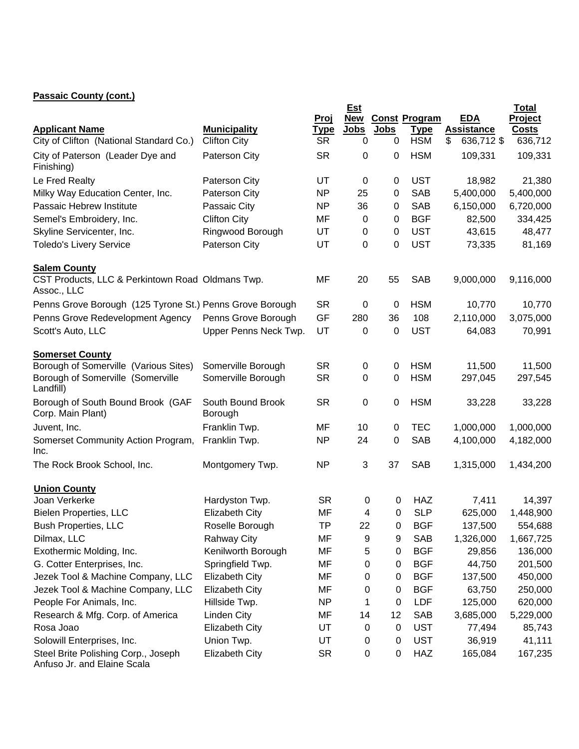**Passaic County (cont.)**

| Applicant Name | Municipality | Proj Type | Est New Jobs | Const Jobs | Program Type | EDA Assistance | Total Project Costs |
|---|---|---|---|---|---|---|---|
| City of Clifton (National Standard Co.) | Clifton City | SR | 0 | 0 | HSM | $ 636,712 | $ 636,712 |
| City of Paterson (Leader Dye and Finishing) | Paterson City | SR | 0 | 0 | HSM | 109,331 | 109,331 |
| Le Fred Realty | Paterson City | UT | 0 | 0 | UST | 18,982 | 21,380 |
| Milky Way Education Center, Inc. | Paterson City | NP | 25 | 0 | SAB | 5,400,000 | 5,400,000 |
| Passaic Hebrew Institute | Passaic City | NP | 36 | 0 | SAB | 6,150,000 | 6,720,000 |
| Semel's Embroidery, Inc. | Clifton City | MF | 0 | 0 | BGF | 82,500 | 334,425 |
| Skyline Servicenter, Inc. | Ringwood Borough | UT | 0 | 0 | UST | 43,615 | 48,477 |
| Toledo's Livery Service | Paterson City | UT | 0 | 0 | UST | 73,335 | 81,169 |
| **Salem County** | | | | | | | |
| CST Products, LLC & Perkintown Road Assoc., LLC | Oldmans Twp. | MF | 20 | 55 | SAB | 9,000,000 | 9,116,000 |
| Penns Grove Borough (125 Tyrone St.) | Penns Grove Borough | SR | 0 | 0 | HSM | 10,770 | 10,770 |
| Penns Grove Redevelopment Agency | Penns Grove Borough | GF | 280 | 36 | 108 | 2,110,000 | 3,075,000 |
| Scott's Auto, LLC | Upper Penns Neck Twp. | UT | 0 | 0 | UST | 64,083 | 70,991 |
| **Somerset County** | | | | | | | |
| Borough of Somerville (Various Sites) | Somerville Borough | SR | 0 | 0 | HSM | 11,500 | 11,500 |
| Borough of Somerville (Somerville Landfill) | Somerville Borough | SR | 0 | 0 | HSM | 297,045 | 297,545 |
| Borough of South Bound Brook (GAF Corp. Main Plant) | South Bound Brook Borough | SR | 0 | 0 | HSM | 33,228 | 33,228 |
| Juvent, Inc. | Franklin Twp. | MF | 10 | 0 | TEC | 1,000,000 | 1,000,000 |
| Somerset Community Action Program, Inc. | Franklin Twp. | NP | 24 | 0 | SAB | 4,100,000 | 4,182,000 |
| The Rock Brook School, Inc. | Montgomery Twp. | NP | 3 | 37 | SAB | 1,315,000 | 1,434,200 |
| **Union County** | | | | | | | |
| Joan Verkerke | Hardyston Twp. | SR | 0 | 0 | HAZ | 7,411 | 14,397 |
| Bielen Properties, LLC | Elizabeth City | MF | 4 | 0 | SLP | 625,000 | 1,448,900 |
| Bush Properties, LLC | Roselle Borough | TP | 22 | 0 | BGF | 137,500 | 554,688 |
| Dilmax, LLC | Rahway City | MF | 9 | 9 | SAB | 1,326,000 | 1,667,725 |
| Exothermic Molding, Inc. | Kenilworth Borough | MF | 5 | 0 | BGF | 29,856 | 136,000 |
| G. Cotter Enterprises, Inc. | Springfield Twp. | MF | 0 | 0 | BGF | 44,750 | 201,500 |
| Jezek Tool & Machine Company, LLC | Elizabeth City | MF | 0 | 0 | BGF | 137,500 | 450,000 |
| Jezek Tool & Machine Company, LLC | Elizabeth City | MF | 0 | 0 | BGF | 63,750 | 250,000 |
| People For Animals, Inc. | Hillside Twp. | NP | 1 | 0 | LDF | 125,000 | 620,000 |
| Research & Mfg. Corp. of America | Linden City | MF | 14 | 12 | SAB | 3,685,000 | 5,229,000 |
| Rosa Joao | Elizabeth City | UT | 0 | 0 | UST | 77,494 | 85,743 |
| Solowill Enterprises, Inc. | Union Twp. | UT | 0 | 0 | UST | 36,919 | 41,111 |
| Steel Brite Polishing Corp., Joseph Anfuso Jr. and Elaine Scala | Elizabeth City | SR | 0 | 0 | HAZ | 165,084 | 167,235 |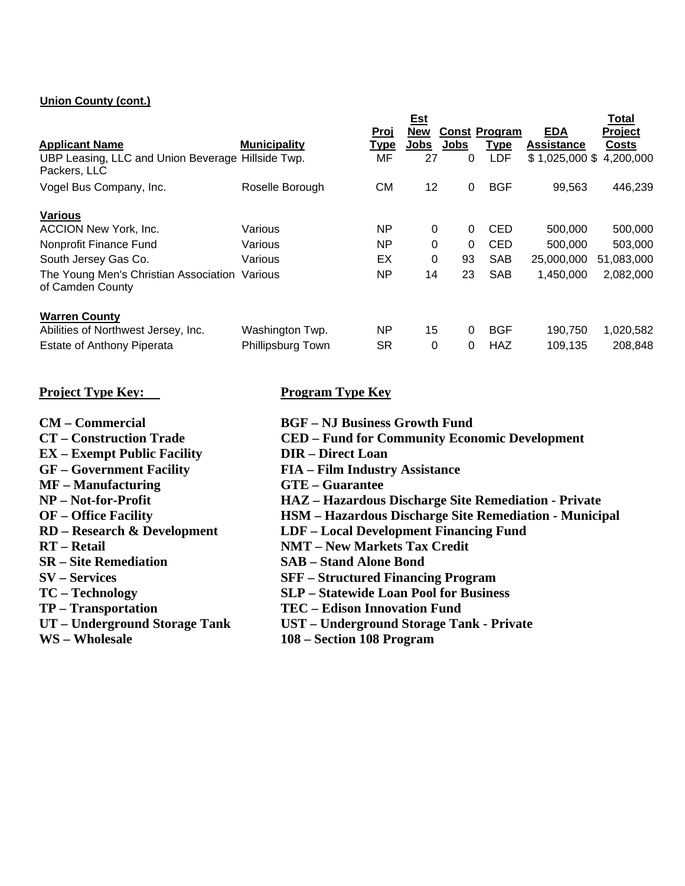**Union County (cont.)**

| Applicant Name | Municipality | Proj Type | Est New Jobs | Const Jobs | Program Type | EDA Assistance | Total Project Costs |
|---|---|---|---|---|---|---|---|
| UBP Leasing, LLC and Union Beverage Packers, LLC | Hillside Twp. | MF | 27 | 0 | LDF | $ 1,025,000 | $ 4,200,000 |
| Vogel Bus Company, Inc. | Roselle Borough | CM | 12 | 0 | BGF | 99,563 | 446,239 |
| **Various** | | | | | | | |
| ACCION New York, Inc. | Various | NP | 0 | 0 | CED | 500,000 | 500,000 |
| Nonprofit Finance Fund | Various | NP | 0 | 0 | CED | 500,000 | 503,000 |
| South Jersey Gas Co. | Various | EX | 0 | 93 | SAB | 25,000,000 | 51,083,000 |
| The Young Men's Christian Association of Camden County | Various | NP | 14 | 23 | SAB | 1,450,000 | 2,082,000 |
| **Warren County** | | | | | | | |
| Abilities of Northwest Jersey, Inc. | Washington Twp. | NP | 15 | 0 | BGF | 190,750 | 1,020,582 |
| Estate of Anthony Piperata | Phillipsburg Town | SR | 0 | 0 | HAZ | 109,135 | 208,848 |

**Project Type Key:**

- **CM – Commercial**
- **CT – Construction Trade**
- **EX – Exempt Public Facility**
- **GF – Government Facility**
- **MF – Manufacturing**
- **NP – Not-for-Profit**
- **OF – Office Facility**
- **RD – Research & Development**
- **RT – Retail**
- **SR – Site Remediation**
- **SV – Services**
- **TC – Technology**
- **TP – Transportation**
- **UT – Underground Storage Tank**
- **WS – Wholesale**

**Program Type Key**

- **BGF – NJ Business Growth Fund**
- **CED – Fund for Community Economic Development**
- **DIR – Direct Loan**
- **FIA – Film Industry Assistance**
- **GTE – Guarantee**
- **HAZ – Hazardous Discharge Site Remediation - Private**
- **HSM – Hazardous Discharge Site Remediation - Municipal**
- **LDF – Local Development Financing Fund**
- **NMT – New Markets Tax Credit**
- **SAB – Stand Alone Bond**
- **SFF – Structured Financing Program**
- **SLP – Statewide Loan Pool for Business**
- **TEC – Edison Innovation Fund**
- **UST – Underground Storage Tank - Private**
- **108 – Section 108 Program**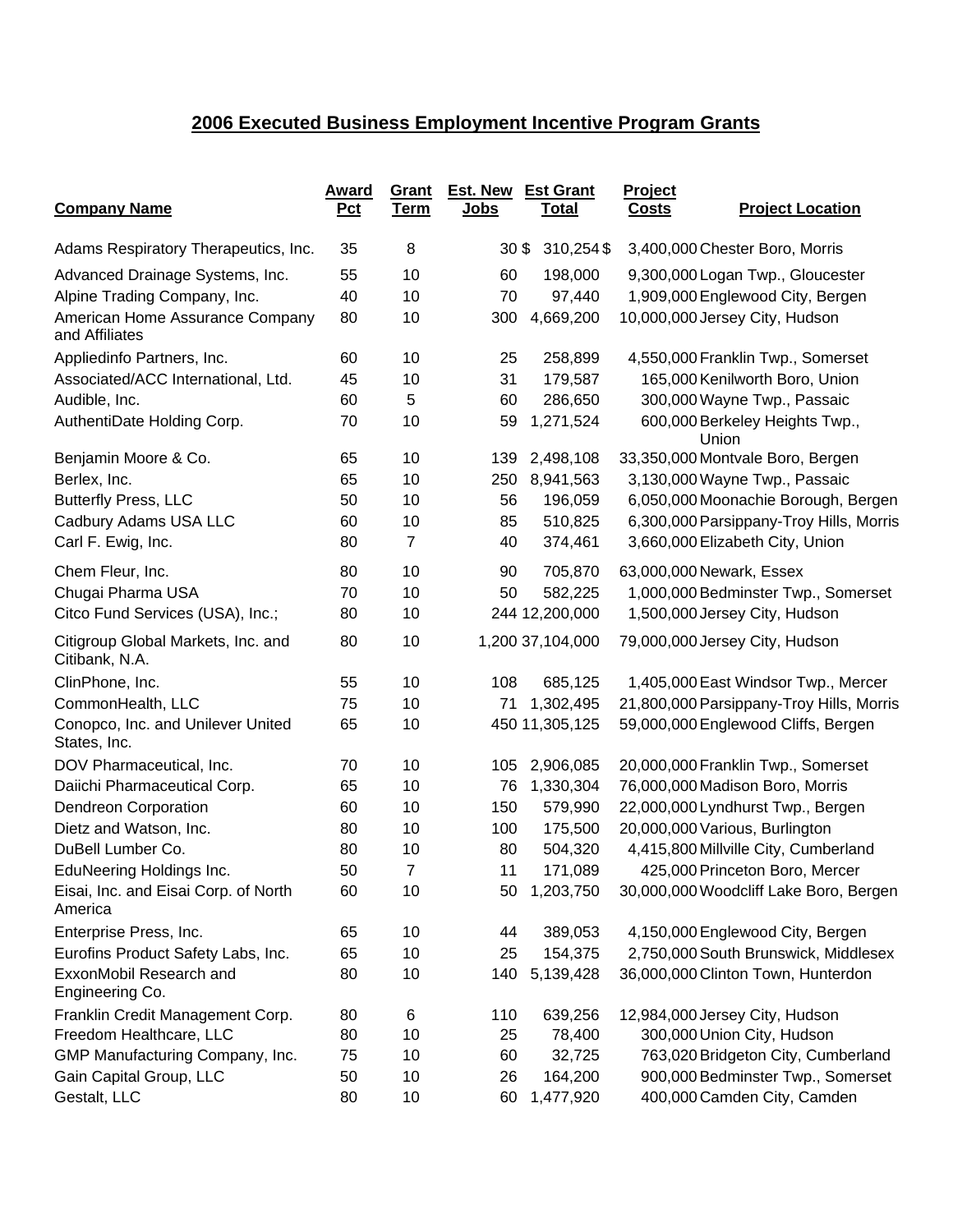## 2006 Executed Business Employment Incentive Program Grants

| Company Name | Award Pct | Grant Term | Est. New Jobs | Est Grant Total | Project Costs | Project Location |
|---|---|---|---|---|---|---|
| Adams Respiratory Therapeutics, Inc. | 35 | 8 | 30 | $ 310,254 | $ 3,400,000 | Chester Boro, Morris |
| Advanced Drainage Systems, Inc. | 55 | 10 | 60 | 198,000 | 9,300,000 | Logan Twp., Gloucester |
| Alpine Trading Company, Inc. | 40 | 10 | 70 | 97,440 | 1,909,000 | Englewood City, Bergen |
| American Home Assurance Company and Affiliates | 80 | 10 | 300 | 4,669,200 | 10,000,000 | Jersey City, Hudson |
| Appliedinfo Partners, Inc. | 60 | 10 | 25 | 258,899 | 4,550,000 | Franklin Twp., Somerset |
| Associated/ACC International, Ltd. | 45 | 10 | 31 | 179,587 | 165,000 | Kenilworth Boro, Union |
| Audible, Inc. | 60 | 5 | 60 | 286,650 | 300,000 | Wayne Twp., Passaic |
| AuthentiDate Holding Corp. | 70 | 10 | 59 | 1,271,524 | 600,000 | Berkeley Heights Twp., Union |
| Benjamin Moore & Co. | 65 | 10 | 139 | 2,498,108 | 33,350,000 | Montvale Boro, Bergen |
| Berlex, Inc. | 65 | 10 | 250 | 8,941,563 | 3,130,000 | Wayne Twp., Passaic |
| Butterfly Press, LLC | 50 | 10 | 56 | 196,059 | 6,050,000 | Moonachie Borough, Bergen |
| Cadbury Adams USA LLC | 60 | 10 | 85 | 510,825 | 6,300,000 | Parsippany-Troy Hills, Morris |
| Carl F. Ewig, Inc. | 80 | 7 | 40 | 374,461 | 3,660,000 | Elizabeth City, Union |
| Chem Fleur, Inc. | 80 | 10 | 90 | 705,870 | 63,000,000 | Newark, Essex |
| Chugai Pharma USA | 70 | 10 | 50 | 582,225 | 1,000,000 | Bedminster Twp., Somerset |
| Citco Fund Services (USA), Inc.; | 80 | 10 | 244 | 12,200,000 | 1,500,000 | Jersey City, Hudson |
| Citigroup Global Markets, Inc. and Citibank, N.A. | 80 | 10 | 1,200 | 37,104,000 | 79,000,000 | Jersey City, Hudson |
| ClinPhone, Inc. | 55 | 10 | 108 | 685,125 | 1,405,000 | East Windsor Twp., Mercer |
| CommonHealth, LLC | 75 | 10 | 71 | 1,302,495 | 21,800,000 | Parsippany-Troy Hills, Morris |
| Conopco, Inc. and Unilever United States, Inc. | 65 | 10 | 450 | 11,305,125 | 59,000,000 | Englewood Cliffs, Bergen |
| DOV Pharmaceutical, Inc. | 70 | 10 | 105 | 2,906,085 | 20,000,000 | Franklin Twp., Somerset |
| Daiichi Pharmaceutical Corp. | 65 | 10 | 76 | 1,330,304 | 76,000,000 | Madison Boro, Morris |
| Dendreon Corporation | 60 | 10 | 150 | 579,990 | 22,000,000 | Lyndhurst Twp., Bergen |
| Dietz and Watson, Inc. | 80 | 10 | 100 | 175,500 | 20,000,000 | Various, Burlington |
| DuBell Lumber Co. | 80 | 10 | 80 | 504,320 | 4,415,800 | Millville City, Cumberland |
| EduNeering Holdings Inc. | 50 | 7 | 11 | 171,089 | 425,000 | Princeton Boro, Mercer |
| Eisai, Inc. and Eisai Corp. of North America | 60 | 10 | 50 | 1,203,750 | 30,000,000 | Woodcliff Lake Boro, Bergen |
| Enterprise Press, Inc. | 65 | 10 | 44 | 389,053 | 4,150,000 | Englewood City, Bergen |
| Eurofins Product Safety Labs, Inc. | 65 | 10 | 25 | 154,375 | 2,750,000 | South Brunswick, Middlesex |
| ExxonMobil Research and Engineering Co. | 80 | 10 | 140 | 5,139,428 | 36,000,000 | Clinton Town, Hunterdon |
| Franklin Credit Management Corp. | 80 | 6 | 110 | 639,256 | 12,984,000 | Jersey City, Hudson |
| Freedom Healthcare, LLC | 80 | 10 | 25 | 78,400 | 300,000 | Union City, Hudson |
| GMP Manufacturing Company, Inc. | 75 | 10 | 60 | 32,725 | 763,020 | Bridgeton City, Cumberland |
| Gain Capital Group, LLC | 50 | 10 | 26 | 164,200 | 900,000 | Bedminster Twp., Somerset |
| Gestalt, LLC | 80 | 10 | 60 | 1,477,920 | 400,000 | Camden City, Camden |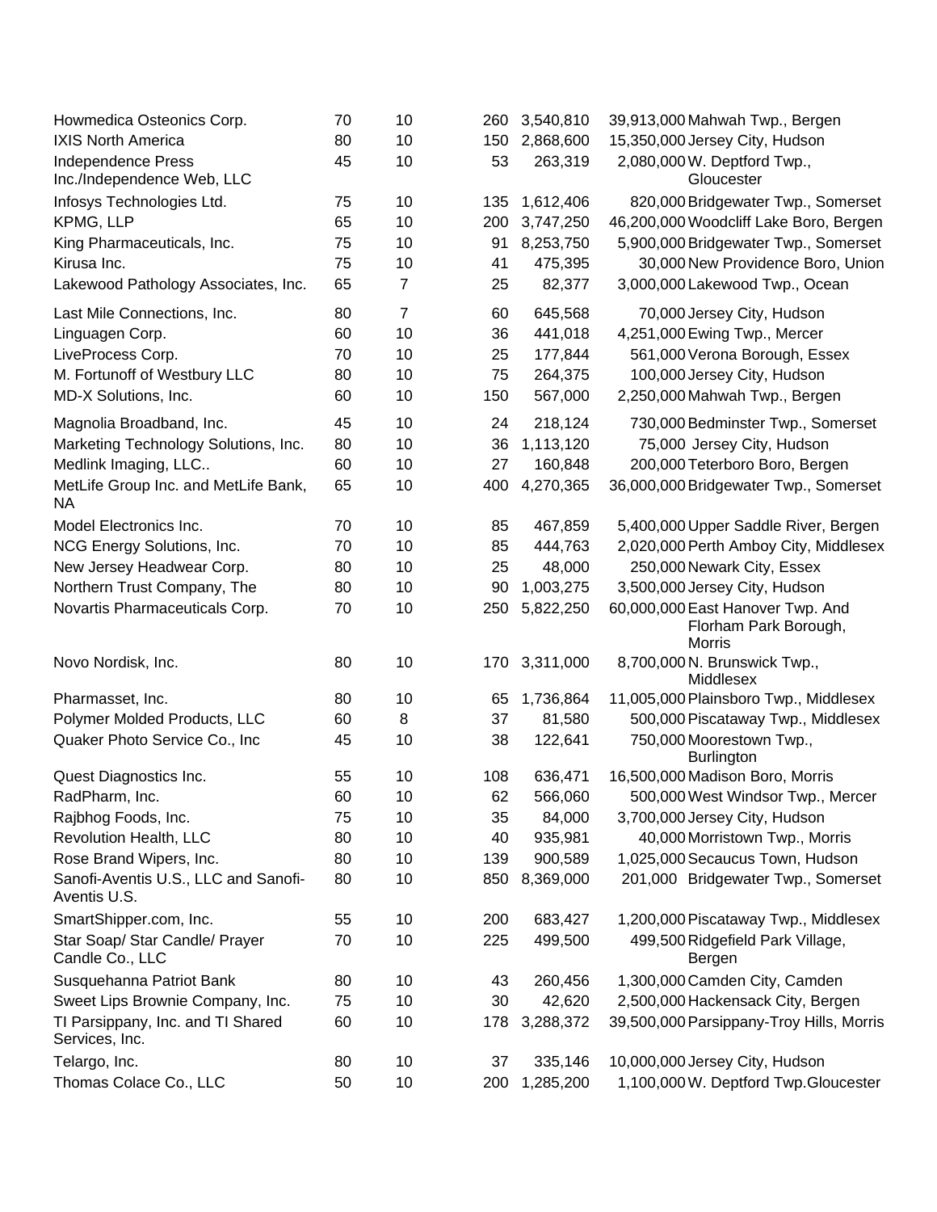| | | | | | | |
|---|---|---|---|---|---|---|
| Howmedica Osteonics Corp. | 70 | 10 | 260 | 3,540,810 | 39,913,000 | Mahwah Twp., Bergen |
| IXIS North America | 80 | 10 | 150 | 2,868,600 | 15,350,000 | Jersey City, Hudson |
| Independence Press Inc./Independence Web, LLC | 45 | 10 | 53 | 263,319 | 2,080,000 | W. Deptford Twp., Gloucester |
| Infosys Technologies Ltd. | 75 | 10 | 135 | 1,612,406 | 820,000 | Bridgewater Twp., Somerset |
| KPMG, LLP | 65 | 10 | 200 | 3,747,250 | 46,200,000 | Woodcliff Lake Boro, Bergen |
| King Pharmaceuticals, Inc. | 75 | 10 | 91 | 8,253,750 | 5,900,000 | Bridgewater Twp., Somerset |
| Kirusa Inc. | 75 | 10 | 41 | 475,395 | 30,000 | New Providence Boro, Union |
| Lakewood Pathology Associates, Inc. | 65 | 7 | 25 | 82,377 | 3,000,000 | Lakewood Twp., Ocean |
| Last Mile Connections, Inc. | 80 | 7 | 60 | 645,568 | 70,000 | Jersey City, Hudson |
| Linguagen Corp. | 60 | 10 | 36 | 441,018 | 4,251,000 | Ewing Twp., Mercer |
| LiveProcess Corp. | 70 | 10 | 25 | 177,844 | 561,000 | Verona Borough, Essex |
| M. Fortunoff of Westbury LLC | 80 | 10 | 75 | 264,375 | 100,000 | Jersey City, Hudson |
| MD-X Solutions, Inc. | 60 | 10 | 150 | 567,000 | 2,250,000 | Mahwah Twp., Bergen |
| Magnolia Broadband, Inc. | 45 | 10 | 24 | 218,124 | 730,000 | Bedminster Twp., Somerset |
| Marketing Technology Solutions, Inc. | 80 | 10 | 36 | 1,113,120 | 75,000 | Jersey City, Hudson |
| Medlink Imaging, LLC.. | 60 | 10 | 27 | 160,848 | 200,000 | Teterboro Boro, Bergen |
| MetLife Group Inc. and MetLife Bank, NA | 65 | 10 | 400 | 4,270,365 | 36,000,000 | Bridgewater Twp., Somerset |
| Model Electronics Inc. | 70 | 10 | 85 | 467,859 | 5,400,000 | Upper Saddle River, Bergen |
| NCG Energy Solutions, Inc. | 70 | 10 | 85 | 444,763 | 2,020,000 | Perth Amboy City, Middlesex |
| New Jersey Headwear Corp. | 80 | 10 | 25 | 48,000 | 250,000 | Newark City, Essex |
| Northern Trust Company, The | 80 | 10 | 90 | 1,003,275 | 3,500,000 | Jersey City, Hudson |
| Novartis Pharmaceuticals Corp. | 70 | 10 | 250 | 5,822,250 | 60,000,000 | East Hanover Twp. And Florham Park Borough, Morris |
| Novo Nordisk, Inc. | 80 | 10 | 170 | 3,311,000 | 8,700,000 | N. Brunswick Twp., Middlesex |
| Pharmasset, Inc. | 80 | 10 | 65 | 1,736,864 | 11,005,000 | Plainsboro Twp., Middlesex |
| Polymer Molded Products, LLC | 60 | 8 | 37 | 81,580 | 500,000 | Piscataway Twp., Middlesex |
| Quaker Photo Service Co., Inc | 45 | 10 | 38 | 122,641 | 750,000 | Moorestown Twp., Burlington |
| Quest Diagnostics Inc. | 55 | 10 | 108 | 636,471 | 16,500,000 | Madison Boro, Morris |
| RadPharm, Inc. | 60 | 10 | 62 | 566,060 | 500,000 | West Windsor Twp., Mercer |
| Rajbhog Foods, Inc. | 75 | 10 | 35 | 84,000 | 3,700,000 | Jersey City, Hudson |
| Revolution Health, LLC | 80 | 10 | 40 | 935,981 | 40,000 | Morristown Twp., Morris |
| Rose Brand Wipers, Inc. | 80 | 10 | 139 | 900,589 | 1,025,000 | Secaucus Town, Hudson |
| Sanofi-Aventis U.S., LLC and Sanofi-Aventis U.S. | 80 | 10 | 850 | 8,369,000 | 201,000 | Bridgewater Twp., Somerset |
| SmartShipper.com, Inc. | 55 | 10 | 200 | 683,427 | 1,200,000 | Piscataway Twp., Middlesex |
| Star Soap/ Star Candle/ Prayer Candle Co., LLC | 70 | 10 | 225 | 499,500 | 499,500 | Ridgefield Park Village, Bergen |
| Susquehanna Patriot Bank | 80 | 10 | 43 | 260,456 | 1,300,000 | Camden City, Camden |
| Sweet Lips Brownie Company, Inc. | 75 | 10 | 30 | 42,620 | 2,500,000 | Hackensack City, Bergen |
| TI Parsippany, Inc. and TI Shared Services, Inc. | 60 | 10 | 178 | 3,288,372 | 39,500,000 | Parsippany-Troy Hills, Morris |
| Telargo, Inc. | 80 | 10 | 37 | 335,146 | 10,000,000 | Jersey City, Hudson |
| Thomas Colace Co., LLC | 50 | 10 | 200 | 1,285,200 | 1,100,000 | W. Deptford Twp.Gloucester |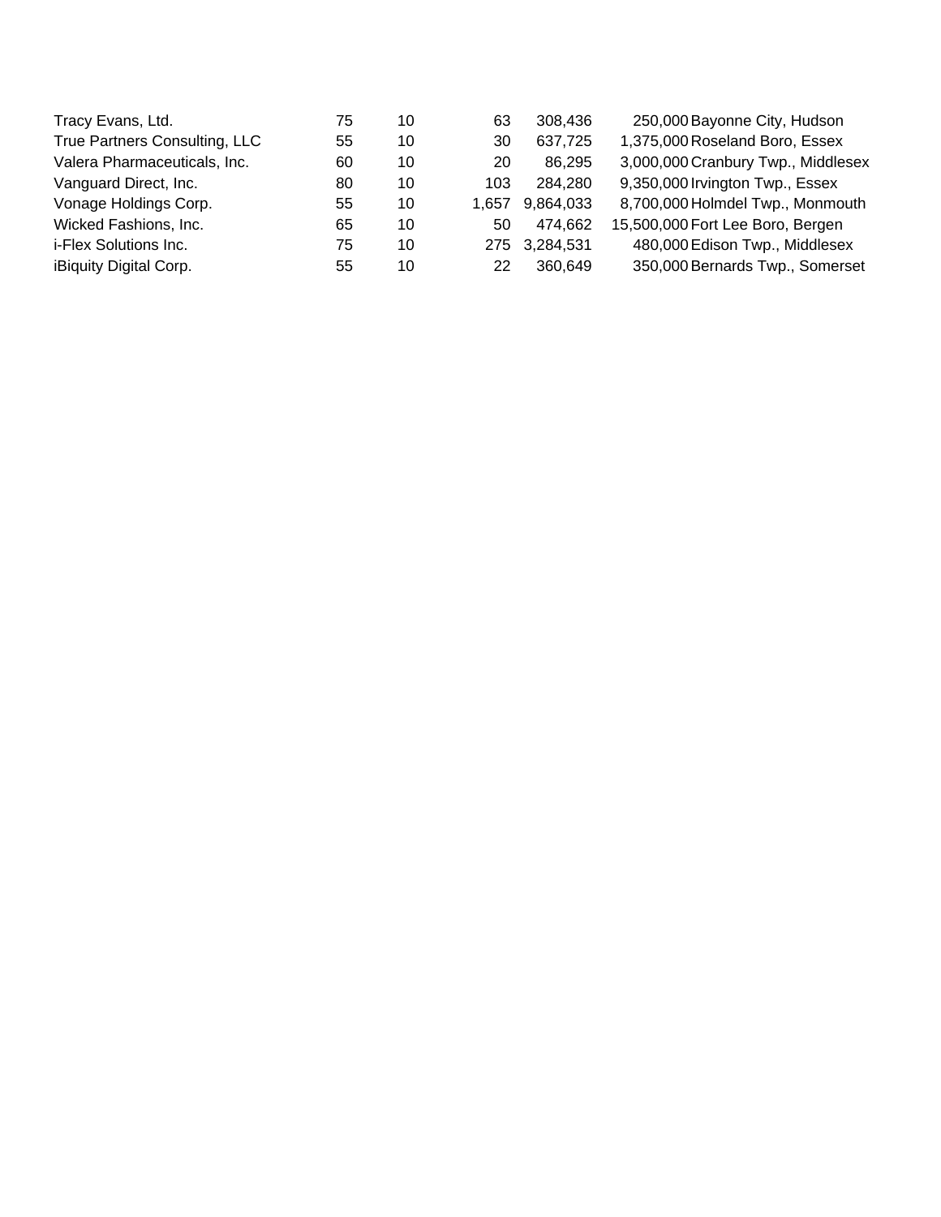| | | | | | | |
|---|---|---|---|---|---|---|
| Tracy Evans, Ltd. | 75 | 10 | 63 | 308,436 | 250,000 | Bayonne City, Hudson |
| True Partners Consulting, LLC | 55 | 10 | 30 | 637,725 | 1,375,000 | Roseland Boro, Essex |
| Valera Pharmaceuticals, Inc. | 60 | 10 | 20 | 86,295 | 3,000,000 | Cranbury Twp., Middlesex |
| Vanguard Direct, Inc. | 80 | 10 | 103 | 284,280 | 9,350,000 | Irvington Twp., Essex |
| Vonage Holdings Corp. | 55 | 10 | 1,657 | 9,864,033 | 8,700,000 | Holmdel Twp., Monmouth |
| Wicked Fashions, Inc. | 65 | 10 | 50 | 474,662 | 15,500,000 | Fort Lee Boro, Bergen |
| i-Flex Solutions Inc. | 75 | 10 | 275 | 3,284,531 | 480,000 | Edison Twp., Middlesex |
| iBiquity Digital Corp. | 55 | 10 | 22 | 360,649 | 350,000 | Bernards Twp., Somerset |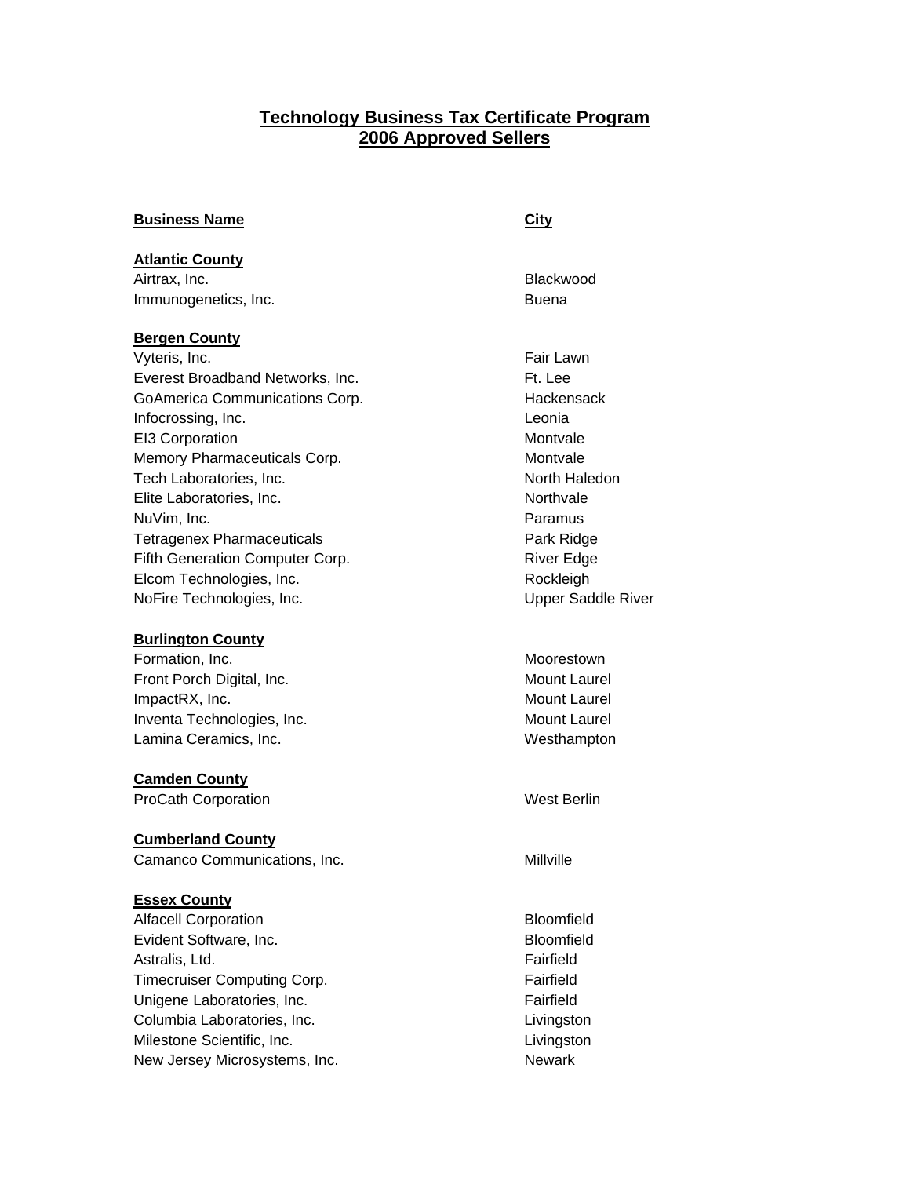## Technology Business Tax Certificate Program
## 2006 Approved Sellers

| Business Name | City |
|---|---|
| **Atlantic County** | |
| Airtrax, Inc. | Blackwood |
| Immunogenetics, Inc. | Buena |
| **Bergen County** | |
| Vyteris, Inc. | Fair Lawn |
| Everest Broadband Networks, Inc. | Ft. Lee |
| GoAmerica Communications Corp. | Hackensack |
| Infocrossing, Inc. | Leonia |
| EI3 Corporation | Montvale |
| Memory Pharmaceuticals Corp. | Montvale |
| Tech Laboratories, Inc. | North Haledon |
| Elite Laboratories, Inc. | Northvale |
| NuVim, Inc. | Paramus |
| Tetragenex Pharmaceuticals | Park Ridge |
| Fifth Generation Computer Corp. | River Edge |
| Elcom Technologies, Inc. | Rockleigh |
| NoFire Technologies, Inc. | Upper Saddle River |
| **Burlington County** | |
| Formation, Inc. | Moorestown |
| Front Porch Digital, Inc. | Mount Laurel |
| ImpactRX, Inc. | Mount Laurel |
| Inventa Technologies, Inc. | Mount Laurel |
| Lamina Ceramics, Inc. | Westhampton |
| **Camden County** | |
| ProCath Corporation | West Berlin |
| **Cumberland County** | |
| Camanco Communications, Inc. | Millville |
| **Essex County** | |
| Alfacell Corporation | Bloomfield |
| Evident Software, Inc. | Bloomfield |
| Astralis, Ltd. | Fairfield |
| Timecruiser Computing Corp. | Fairfield |
| Unigene Laboratories, Inc. | Fairfield |
| Columbia Laboratories, Inc. | Livingston |
| Milestone Scientific, Inc. | Livingston |
| New Jersey Microsystems, Inc. | Newark |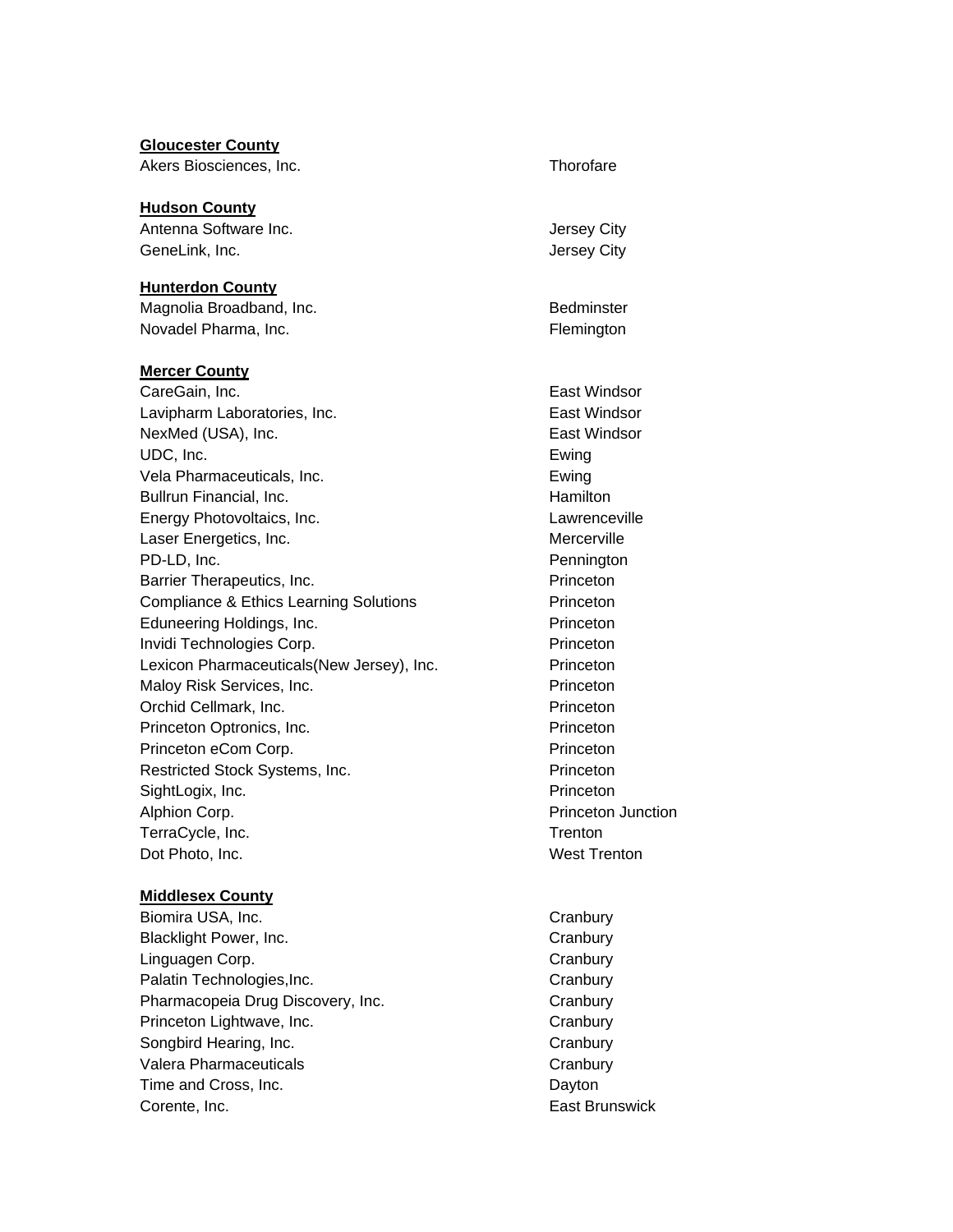**Gloucester County**

| | |
|---|---|
| Akers Biosciences, Inc. | Thorofare |

**Hudson County**

| | |
|---|---|
| Antenna Software Inc. | Jersey City |
| GeneLink, Inc. | Jersey City |

**Hunterdon County**

| | |
|---|---|
| Magnolia Broadband, Inc. | Bedminster |
| Novadel Pharma, Inc. | Flemington |

**Mercer County**

| | |
|---|---|
| CareGain, Inc. | East Windsor |
| Lavipharm Laboratories, Inc. | East Windsor |
| NexMed (USA), Inc. | East Windsor |
| UDC, Inc. | Ewing |
| Vela Pharmaceuticals, Inc. | Ewing |
| Bullrun Financial, Inc. | Hamilton |
| Energy Photovoltaics, Inc. | Lawrenceville |
| Laser Energetics, Inc. | Mercerville |
| PD-LD, Inc. | Pennington |
| Barrier Therapeutics, Inc. | Princeton |
| Compliance & Ethics Learning Solutions | Princeton |
| Eduneering Holdings, Inc. | Princeton |
| Invidi Technologies Corp. | Princeton |
| Lexicon Pharmaceuticals(New Jersey), Inc. | Princeton |
| Maloy Risk Services, Inc. | Princeton |
| Orchid Cellmark, Inc. | Princeton |
| Princeton Optronics, Inc. | Princeton |
| Princeton eCom Corp. | Princeton |
| Restricted Stock Systems, Inc. | Princeton |
| SightLogix, Inc. | Princeton |
| Alphion Corp. | Princeton Junction |
| TerraCycle, Inc. | Trenton |
| Dot Photo, Inc. | West Trenton |

**Middlesex County**

| | |
|---|---|
| Biomira USA, Inc. | Cranbury |
| Blacklight Power, Inc. | Cranbury |
| Linguagen Corp. | Cranbury |
| Palatin Technologies,Inc. | Cranbury |
| Pharmacopeia Drug Discovery, Inc. | Cranbury |
| Princeton Lightwave, Inc. | Cranbury |
| Songbird Hearing, Inc. | Cranbury |
| Valera Pharmaceuticals | Cranbury |
| Time and Cross, Inc. | Dayton |
| Corente, Inc. | East Brunswick |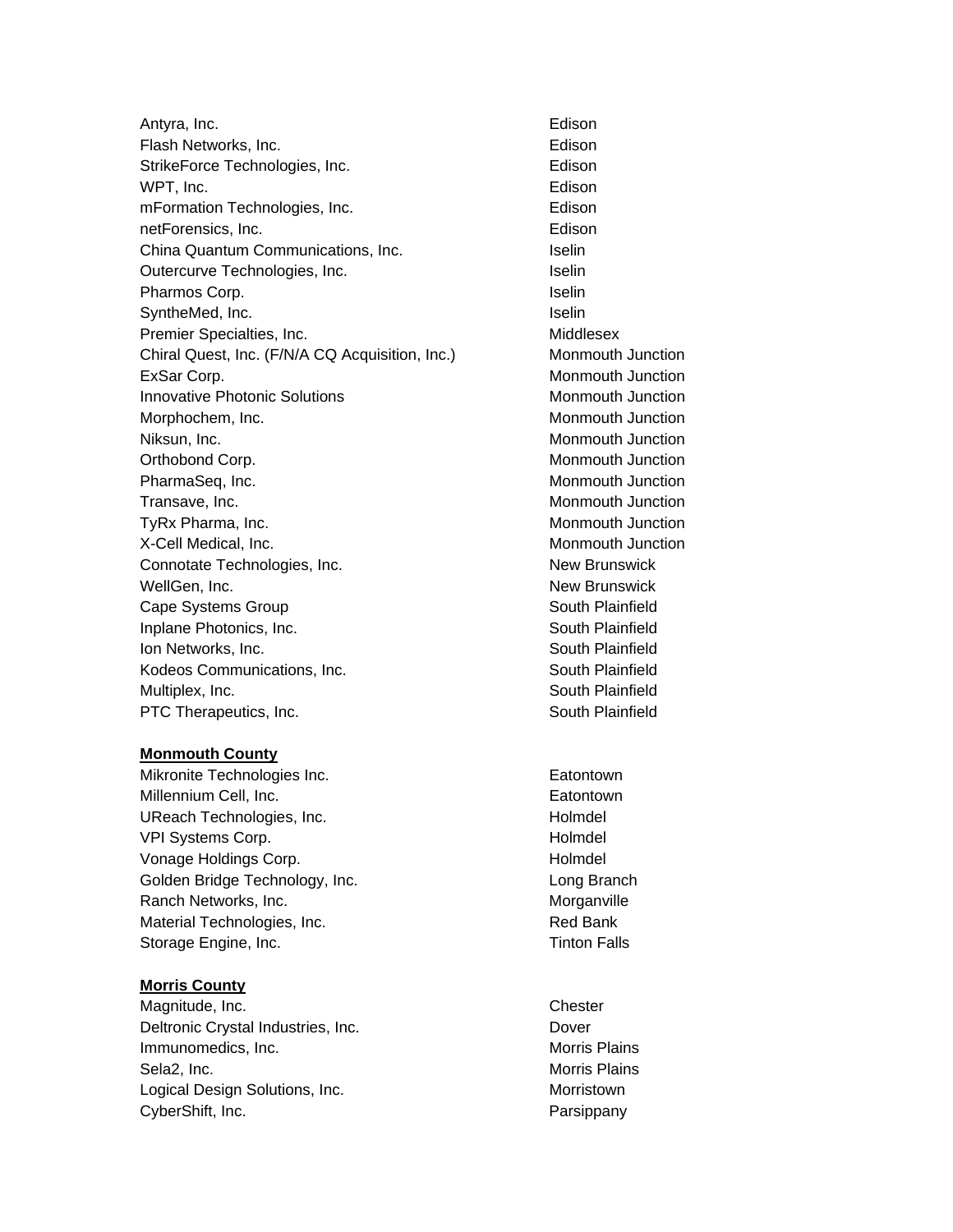| | |
|---|---|
| Antyra, Inc. | Edison |
| Flash Networks, Inc. | Edison |
| StrikeForce Technologies, Inc. | Edison |
| WPT, Inc. | Edison |
| mFormation Technologies, Inc. | Edison |
| netForensics, Inc. | Edison |
| China Quantum Communications, Inc. | Iselin |
| Outercurve Technologies, Inc. | Iselin |
| Pharmos Corp. | Iselin |
| SyntheMed, Inc. | Iselin |
| Premier Specialties, Inc. | Middlesex |
| Chiral Quest, Inc. (F/N/A CQ Acquisition, Inc.) | Monmouth Junction |
| ExSar Corp. | Monmouth Junction |
| Innovative Photonic Solutions | Monmouth Junction |
| Morphochem, Inc. | Monmouth Junction |
| Niksun, Inc. | Monmouth Junction |
| Orthobond Corp. | Monmouth Junction |
| PharmaSeq, Inc. | Monmouth Junction |
| Transave, Inc. | Monmouth Junction |
| TyRx Pharma, Inc. | Monmouth Junction |
| X-Cell Medical, Inc. | Monmouth Junction |
| Connotate Technologies, Inc. | New Brunswick |
| WellGen, Inc. | New Brunswick |
| Cape Systems Group | South Plainfield |
| Inplane Photonics, Inc. | South Plainfield |
| Ion Networks, Inc. | South Plainfield |
| Kodeos Communications, Inc. | South Plainfield |
| Multiplex, Inc. | South Plainfield |
| PTC Therapeutics, Inc. | South Plainfield |

**Monmouth County**

| | |
|---|---|
| Mikronite Technologies Inc. | Eatontown |
| Millennium Cell, Inc. | Eatontown |
| UReach Technologies, Inc. | Holmdel |
| VPI Systems Corp. | Holmdel |
| Vonage Holdings Corp. | Holmdel |
| Golden Bridge Technology, Inc. | Long Branch |
| Ranch Networks, Inc. | Morganville |
| Material Technologies, Inc. | Red Bank |
| Storage Engine, Inc. | Tinton Falls |

**Morris County**

| | |
|---|---|
| Magnitude, Inc. | Chester |
| Deltronic Crystal Industries, Inc. | Dover |
| Immunomedics, Inc. | Morris Plains |
| Sela2, Inc. | Morris Plains |
| Logical Design Solutions, Inc. | Morristown |
| CyberShift, Inc. | Parsippany |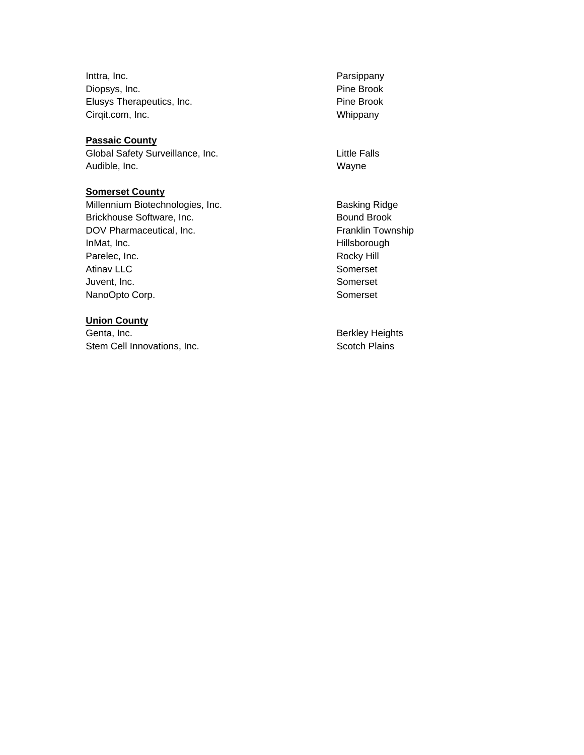| | |
|---|---|
| Inttra, Inc. | Parsippany |
| Diopsys, Inc. | Pine Brook |
| Elusys Therapeutics, Inc. | Pine Brook |
| Cirqit.com, Inc. | Whippany |

**Passaic County**

| | |
|---|---|
| Global Safety Surveillance, Inc. | Little Falls |
| Audible, Inc. | Wayne |

**Somerset County**

| | |
|---|---|
| Millennium Biotechnologies, Inc. | Basking Ridge |
| Brickhouse Software, Inc. | Bound Brook |
| DOV Pharmaceutical, Inc. | Franklin Township |
| InMat, Inc. | Hillsborough |
| Parelec, Inc. | Rocky Hill |
| Atinav LLC | Somerset |
| Juvent, Inc. | Somerset |
| NanoOpto Corp. | Somerset |

**Union County**

| | |
|---|---|
| Genta, Inc. | Berkley Heights |
| Stem Cell Innovations, Inc. | Scotch Plains |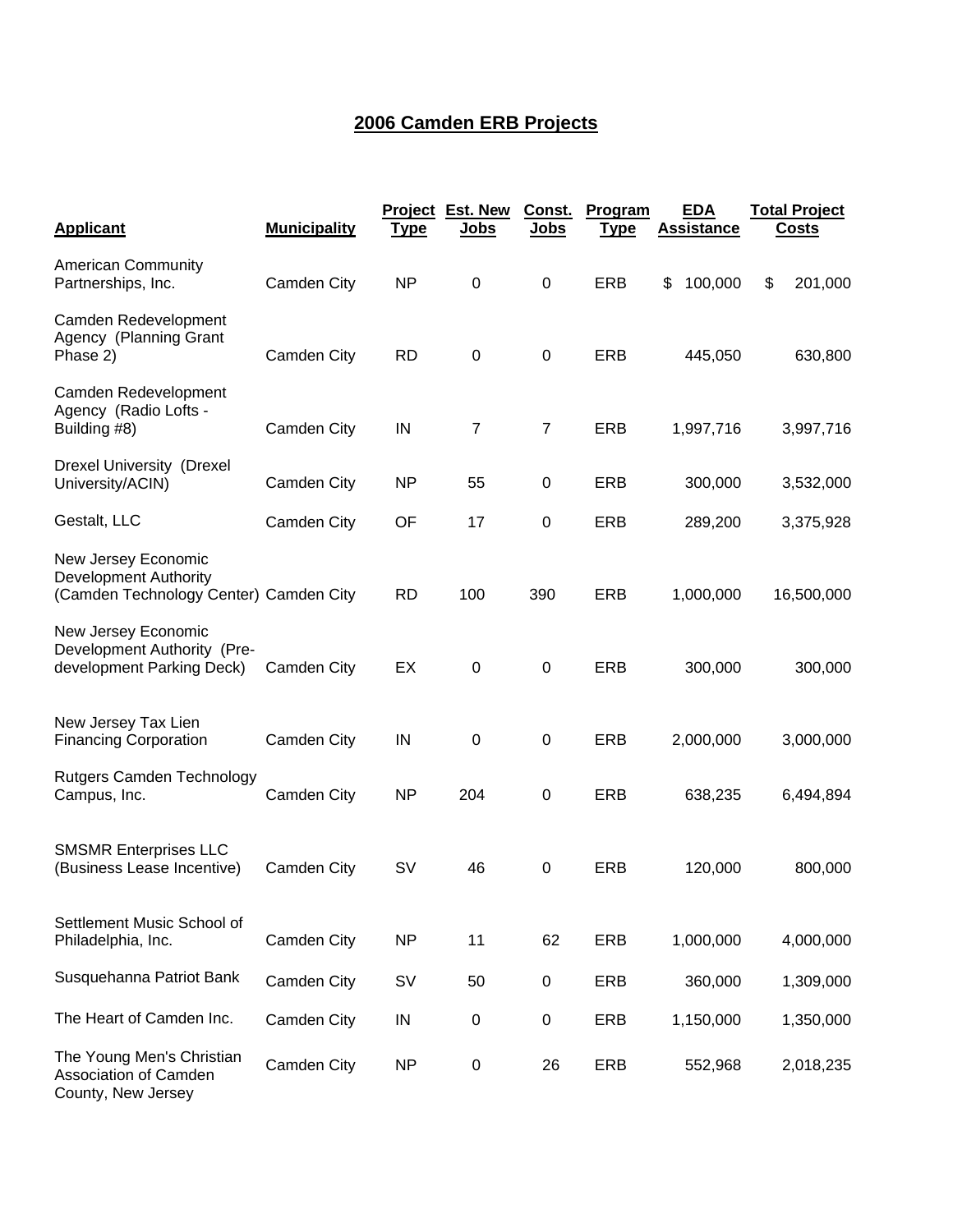## 2006 Camden ERB Projects

| Applicant | Municipality | Project Type | Est. New Jobs | Const. Jobs | Program Type | EDA Assistance | Total Project Costs |
|---|---|---|---|---|---|---|---|
| American Community Partnerships, Inc. | Camden City | NP | 0 | 0 | ERB | $ 100,000 | $ 201,000 |
| Camden Redevelopment Agency (Planning Grant Phase 2) | Camden City | RD | 0 | 0 | ERB | 445,050 | 630,800 |
| Camden Redevelopment Agency (Radio Lofts - Building #8) | Camden City | IN | 7 | 7 | ERB | 1,997,716 | 3,997,716 |
| Drexel University (Drexel University/ACIN) | Camden City | NP | 55 | 0 | ERB | 300,000 | 3,532,000 |
| Gestalt, LLC | Camden City | OF | 17 | 0 | ERB | 289,200 | 3,375,928 |
| New Jersey Economic Development Authority (Camden Technology Center) | Camden City | RD | 100 | 390 | ERB | 1,000,000 | 16,500,000 |
| New Jersey Economic Development Authority (Pre-development Parking Deck) | Camden City | EX | 0 | 0 | ERB | 300,000 | 300,000 |
| New Jersey Tax Lien Financing Corporation | Camden City | IN | 0 | 0 | ERB | 2,000,000 | 3,000,000 |
| Rutgers Camden Technology Campus, Inc. | Camden City | NP | 204 | 0 | ERB | 638,235 | 6,494,894 |
| SMSMR Enterprises LLC (Business Lease Incentive) | Camden City | SV | 46 | 0 | ERB | 120,000 | 800,000 |
| Settlement Music School of Philadelphia, Inc. | Camden City | NP | 11 | 62 | ERB | 1,000,000 | 4,000,000 |
| Susquehanna Patriot Bank | Camden City | SV | 50 | 0 | ERB | 360,000 | 1,309,000 |
| The Heart of Camden Inc. | Camden City | IN | 0 | 0 | ERB | 1,150,000 | 1,350,000 |
| The Young Men's Christian Association of Camden County, New Jersey | Camden City | NP | 0 | 26 | ERB | 552,968 | 2,018,235 |